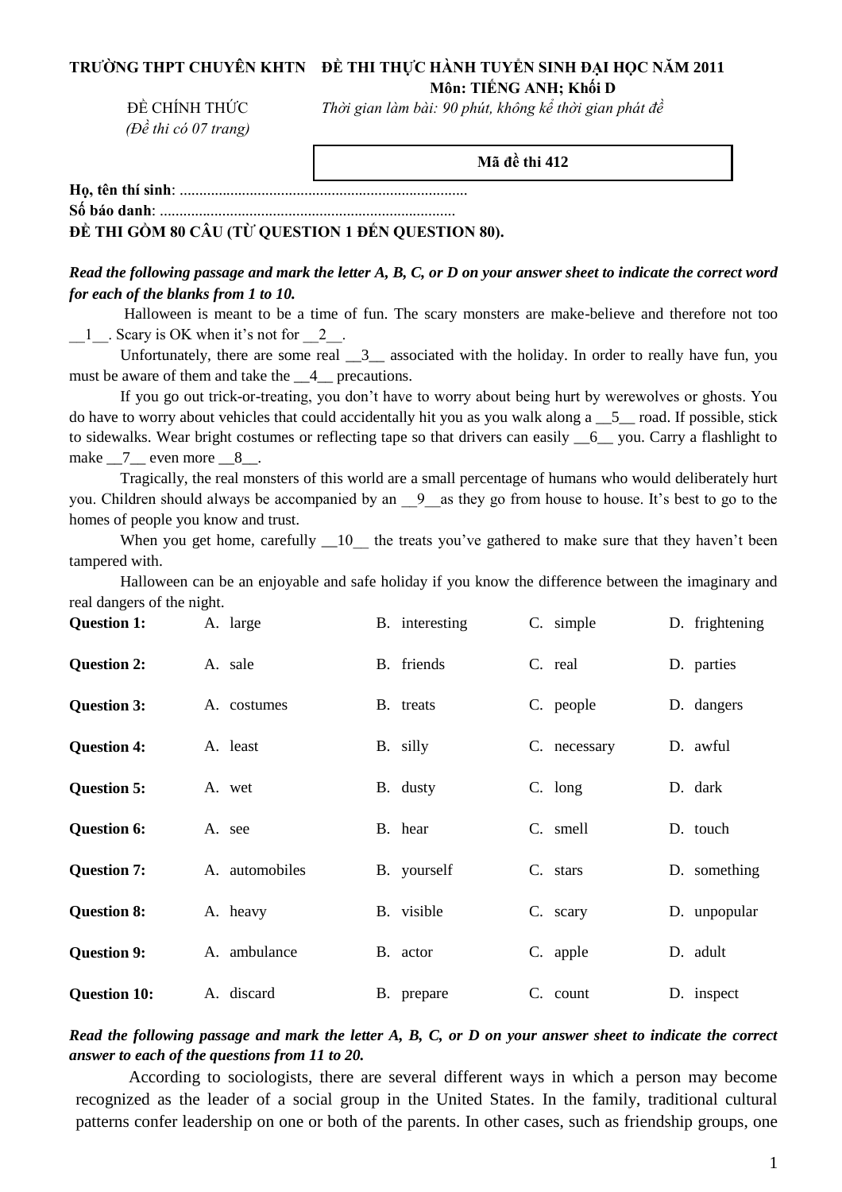**TRƯỜNG THPT CHUYÊN KHTN** **ĐỀ THI THỰC HÀNH TUYỂN SINH ĐẠI HỌC NĂM 2011**

**Môn: TIẾNG ANH; Khối D**

ĐỀ CHÍNH THỨC

*(Đề thi có 07 trang)*

*Thời gian làm bài: 90 phút, không kể thời gian phát đề*

**Mã đề thi 412**

**Họ, tên thí sinh**: .........................................................................

**Số báo danh**: ...........................................................................

**ĐỀ THI GỒM 80 CÂU (TỪ QUESTION 1 ĐẾN QUESTION 80).**

***Read the following passage and mark the letter A, B, C, or D on your answer sheet to indicate the correct word for each of the blanks from 1 to 10.***

Halloween is meant to be a time of fun. The scary monsters are make-believe and therefore not too __1__. Scary is OK when it's not for __2__.

Unfortunately, there are some real __3__ associated with the holiday. In order to really have fun, you must be aware of them and take the __4__ precautions.

If you go out trick-or-treating, you don't have to worry about being hurt by werewolves or ghosts. You do have to worry about vehicles that could accidentally hit you as you walk along a __5__ road. If possible, stick to sidewalks. Wear bright costumes or reflecting tape so that drivers can easily __6__ you. Carry a flashlight to make __7__ even more __8__.

Tragically, the real monsters of this world are a small percentage of humans who would deliberately hurt you. Children should always be accompanied by an __9__as they go from house to house. It's best to go to the homes of people you know and trust.

When you get home, carefully __10__ the treats you've gathered to make sure that they haven't been tampered with.

Halloween can be an enjoyable and safe holiday if you know the difference between the imaginary and real dangers of the night.

**Question 1:** A. large B. interesting C. simple D. frightening

**Question 2:** A. sale B. friends C. real D. parties

**Question 3:** A. costumes B. treats C. people D. dangers

**Question 4:** A. least B. silly C. necessary D. awful

**Question 5:** A. wet B. dusty C. long D. dark

**Question 6:** A. see B. hear C. smell D. touch

**Question 7:** A. automobiles B. yourself C. stars D. something

**Question 8:** A. heavy B. visible C. scary D. unpopular

**Question 9:** A. ambulance B. actor C. apple D. adult

**Question 10:** A. discard B. prepare C. count D. inspect

***Read the following passage and mark the letter A, B, C, or D on your answer sheet to indicate the correct answer to each of the questions from 11 to 20.***

According to sociologists, there are several different ways in which a person may become recognized as the leader of a social group in the United States. In the family, traditional cultural patterns confer leadership on one or both of the parents. In other cases, such as friendship groups, one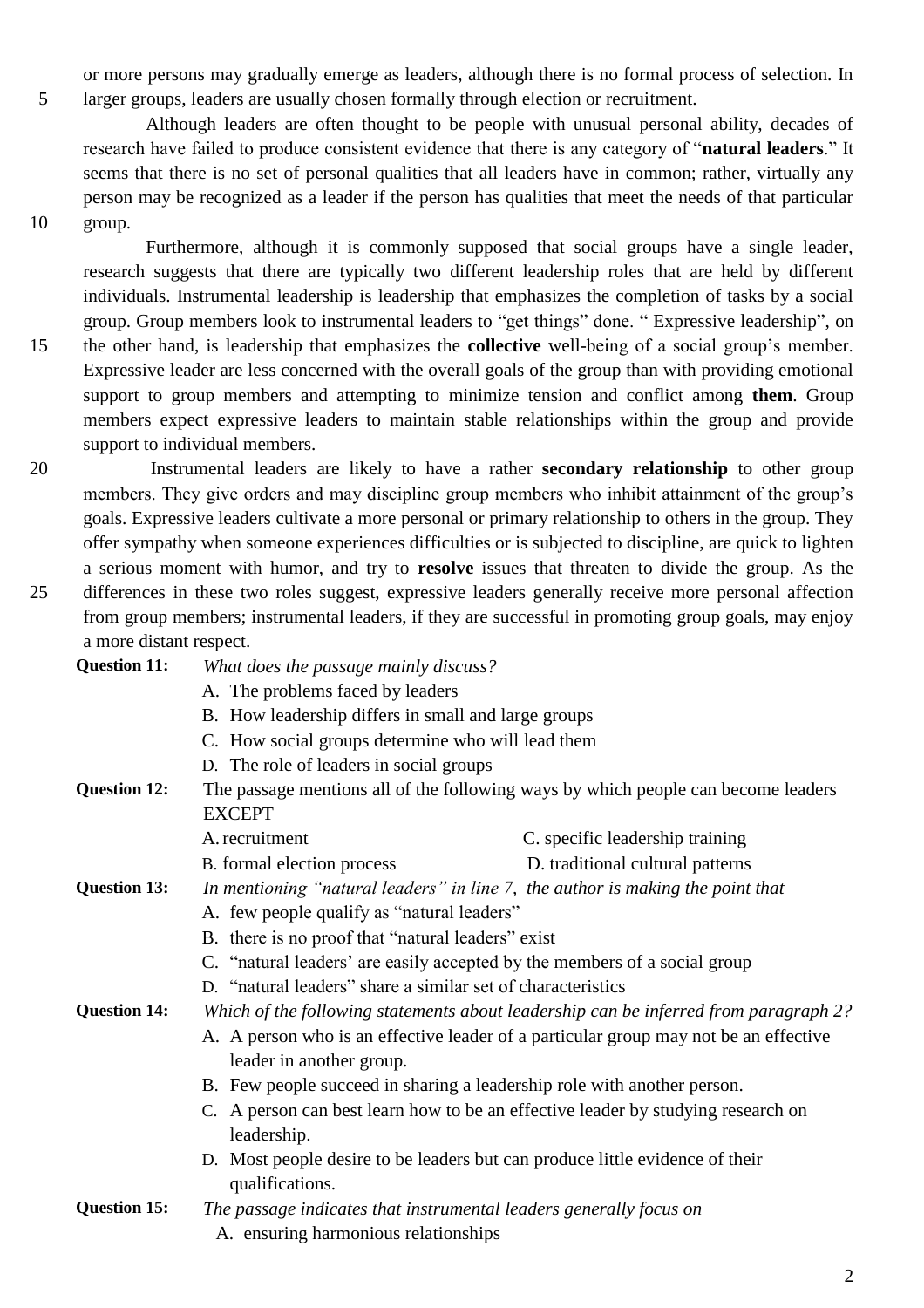or more persons may gradually emerge as leaders, although there is no formal process of selection. In larger groups, leaders are usually chosen formally through election or recruitment.

Although leaders are often thought to be people with unusual personal ability, decades of research have failed to produce consistent evidence that there is any category of "**natural leaders**." It seems that there is no set of personal qualities that all leaders have in common; rather, virtually any person may be recognized as a leader if the person has qualities that meet the needs of that particular group.

Furthermore, although it is commonly supposed that social groups have a single leader, research suggests that there are typically two different leadership roles that are held by different individuals. Instrumental leadership is leadership that emphasizes the completion of tasks by a social group. Group members look to instrumental leaders to "get things" done. " Expressive leadership", on the other hand, is leadership that emphasizes the **collective** well-being of a social group's member. Expressive leader are less concerned with the overall goals of the group than with providing emotional support to group members and attempting to minimize tension and conflict among **them**. Group members expect expressive leaders to maintain stable relationships within the group and provide support to individual members.

Instrumental leaders are likely to have a rather **secondary relationship** to other group members. They give orders and may discipline group members who inhibit attainment of the group's goals. Expressive leaders cultivate a more personal or primary relationship to others in the group. They offer sympathy when someone experiences difficulties or is subjected to discipline, are quick to lighten a serious moment with humor, and try to **resolve** issues that threaten to divide the group. As the differences in these two roles suggest, expressive leaders generally receive more personal affection from group members; instrumental leaders, if they are successful in promoting group goals, may enjoy a more distant respect.

**Question 11:** *What does the passage mainly discuss?*

A. The problems faced by leaders
B. How leadership differs in small and large groups
C. How social groups determine who will lead them
D. The role of leaders in social groups

**Question 12:** The passage mentions all of the following ways by which people can become leaders EXCEPT

A. recruitment
B. formal election process
C. specific leadership training
D. traditional cultural patterns

**Question 13:** *In mentioning "natural leaders" in line 7, the author is making the point that*

A. few people qualify as "natural leaders"
B. there is no proof that "natural leaders" exist
C. "natural leaders' are easily accepted by the members of a social group
D. "natural leaders" share a similar set of characteristics

**Question 14:** *Which of the following statements about leadership can be inferred from paragraph 2?*

A. A person who is an effective leader of a particular group may not be an effective leader in another group.
B. Few people succeed in sharing a leadership role with another person.
C. A person can best learn how to be an effective leader by studying research on leadership.
D. Most people desire to be leaders but can produce little evidence of their qualifications.

**Question 15:** *The passage indicates that instrumental leaders generally focus on*

A. ensuring harmonious relationships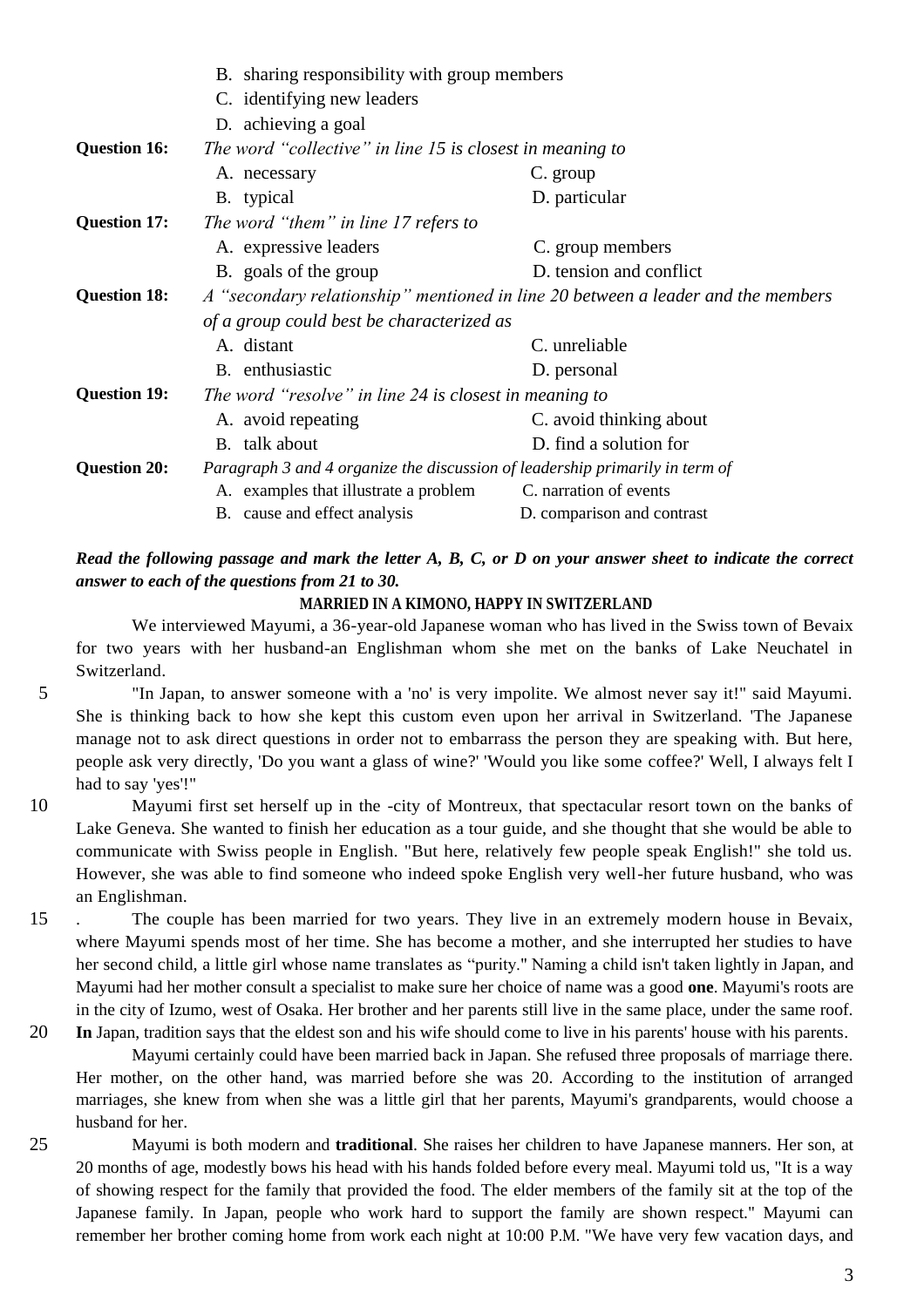B. sharing responsibility with group members
C. identifying new leaders
D. achieving a goal

**Question 16:** *The word "collective" in line 15 is closest in meaning to*
A. necessary
B. typical
C. group
D. particular

**Question 17:** *The word "them" in line 17 refers to*
A. expressive leaders
B. goals of the group
C. group members
D. tension and conflict

**Question 18:** *A "secondary relationship" mentioned in line 20 between a leader and the members of a group could best be characterized as*
A. distant
B. enthusiastic
C. unreliable
D. personal

**Question 19:** *The word "resolve" in line 24 is closest in meaning to*
A. avoid repeating
B. talk about
C. avoid thinking about
D. find a solution for

**Question 20:** *Paragraph 3 and 4 organize the discussion of leadership primarily in term of*
A. examples that illustrate a problem
B. cause and effect analysis
C. narration of events
D. comparison and contrast

***Read the following passage and mark the letter A, B, C, or D on your answer sheet to indicate the correct answer to each of the questions from 21 to 30.***

**MARRIED IN A KIMONO, HAPPY IN SWITZERLAND**

We interviewed Mayumi, a 36-year-old Japanese woman who has lived in the Swiss town of Bevaix for two years with her husband-an Englishman whom she met on the banks of Lake Neuchatel in Switzerland.

5 "In Japan, to answer someone with a 'no' is very impolite. We almost never say it!" said Mayumi. She is thinking back to how she kept this custom even upon her arrival in Switzerland. 'The Japanese manage not to ask direct questions in order not to embarrass the person they are speaking with. But here, people ask very directly, 'Do you want a glass of wine?' 'Would you like some coffee?' Well, I always felt I had to say 'yes'!"

10 Mayumi first set herself up in the -city of Montreux, that spectacular resort town on the banks of Lake Geneva. She wanted to finish her education as a tour guide, and she thought that she would be able to communicate with Swiss people in English. "But here, relatively few people speak English!" she told us. However, she was able to find someone who indeed spoke English very well-her future husband, who was an Englishman.

15 . The couple has been married for two years. They live in an extremely modern house in Bevaix, where Mayumi spends most of her time. She has become a mother, and she interrupted her studies to have her second child, a little girl whose name translates as "purity." Naming a child isn't taken lightly in Japan, and Mayumi had her mother consult a specialist to make sure her choice of name was a good **one**. Mayumi's roots are in the city of Izumo, west of Osaka. Her brother and her parents still live in the same place, under the same roof.

20 **In** Japan, tradition says that the eldest son and his wife should come to live in his parents' house with his parents.

Mayumi certainly could have been married back in Japan. She refused three proposals of marriage there. Her mother, on the other hand, was married before she was 20. According to the institution of arranged marriages, she knew from when she was a little girl that her parents, Mayumi's grandparents, would choose a husband for her.

25 Mayumi is both modern and **traditional**. She raises her children to have Japanese manners. Her son, at 20 months of age, modestly bows his head with his hands folded before every meal. Mayumi told us, "It is a way of showing respect for the family that provided the food. The elder members of the family sit at the top of the Japanese family. In Japan, people who work hard to support the family are shown respect." Mayumi can remember her brother coming home from work each night at 10:00 P.M. "We have very few vacation days, and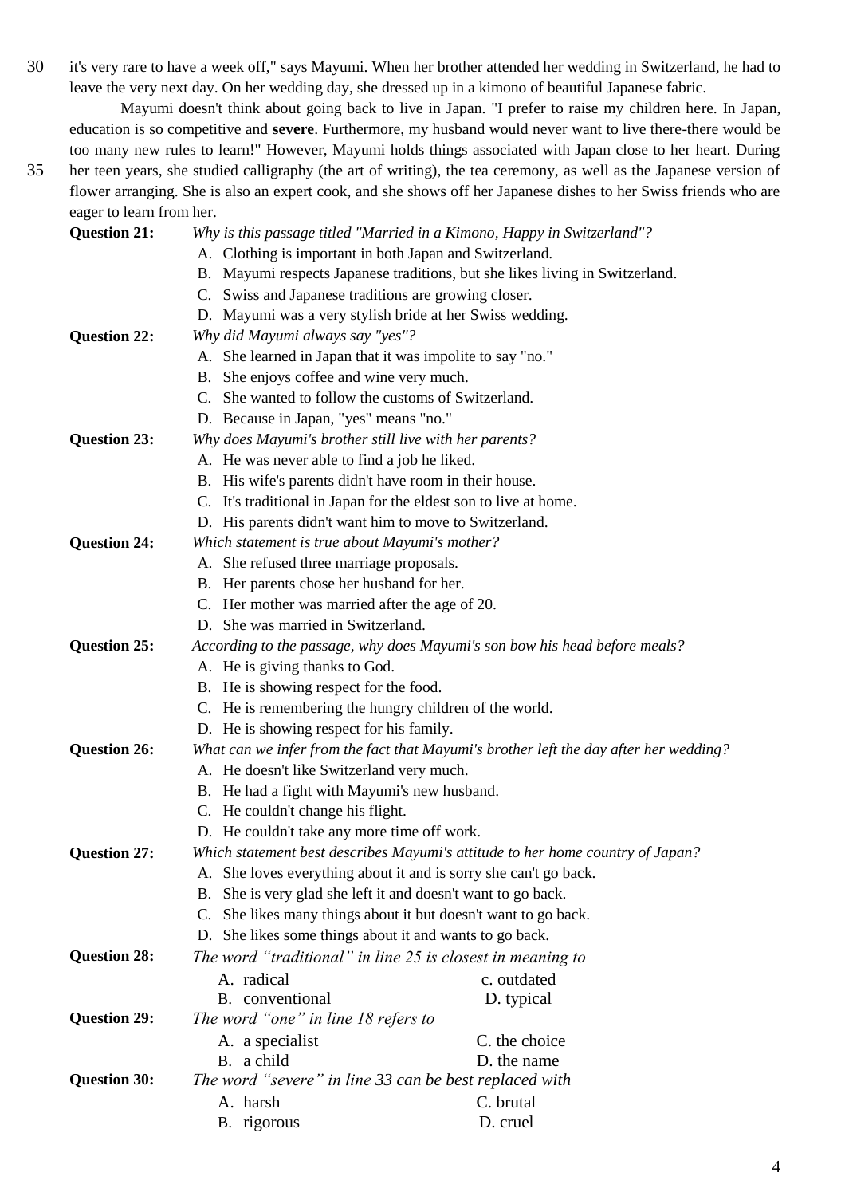it's very rare to have a week off," says Mayumi. When her brother attended her wedding in Switzerland, he had to leave the very next day. On her wedding day, she dressed up in a kimono of beautiful Japanese fabric.

Mayumi doesn't think about going back to live in Japan. "I prefer to raise my children here. In Japan, education is so competitive and **severe**. Furthermore, my husband would never want to live there-there would be too many new rules to learn!" However, Mayumi holds things associated with Japan close to her heart. During her teen years, she studied calligraphy (the art of writing), the tea ceremony, as well as the Japanese version of flower arranging. She is also an expert cook, and she shows off her Japanese dishes to her Swiss friends who are eager to learn from her.

**Question 21:** *Why is this passage titled "Married in a Kimono, Happy in Switzerland"?*

A. Clothing is important in both Japan and Switzerland.
B. Mayumi respects Japanese traditions, but she likes living in Switzerland.
C. Swiss and Japanese traditions are growing closer.
D. Mayumi was a very stylish bride at her Swiss wedding.

**Question 22:** *Why did Mayumi always say "yes"?*

A. She learned in Japan that it was impolite to say "no."
B. She enjoys coffee and wine very much.
C. She wanted to follow the customs of Switzerland.
D. Because in Japan, "yes" means "no."

**Question 23:** *Why does Mayumi's brother still live with her parents?*

A. He was never able to find a job he liked.
B. His wife's parents didn't have room in their house.
C. It's traditional in Japan for the eldest son to live at home.
D. His parents didn't want him to move to Switzerland.

**Question 24:** *Which statement is true about Mayumi's mother?*

A. She refused three marriage proposals.
B. Her parents chose her husband for her.
C. Her mother was married after the age of 20.
D. She was married in Switzerland.

**Question 25:** *According to the passage, why does Mayumi's son bow his head before meals?*

A. He is giving thanks to God.
B. He is showing respect for the food.
C. He is remembering the hungry children of the world.
D. He is showing respect for his family.

**Question 26:** *What can we infer from the fact that Mayumi's brother left the day after her wedding?*

A. He doesn't like Switzerland very much.
B. He had a fight with Mayumi's new husband.
C. He couldn't change his flight.
D. He couldn't take any more time off work.

**Question 27:** *Which statement best describes Mayumi's attitude to her home country of Japan?*

A. She loves everything about it and is sorry she can't go back.
B. She is very glad she left it and doesn't want to go back.
C. She likes many things about it but doesn't want to go back.
D. She likes some things about it and wants to go back.

**Question 28:** *The word "traditional" in line 25 is closest in meaning to*

A. radical
B. conventional
c. outdated
D. typical

**Question 29:** *The word "one" in line 18 refers to*

A. a specialist
B. a child
C. the choice
D. the name

**Question 30:** *The word "severe" in line 33 can be best replaced with*

A. harsh
B. rigorous
C. brutal
D. cruel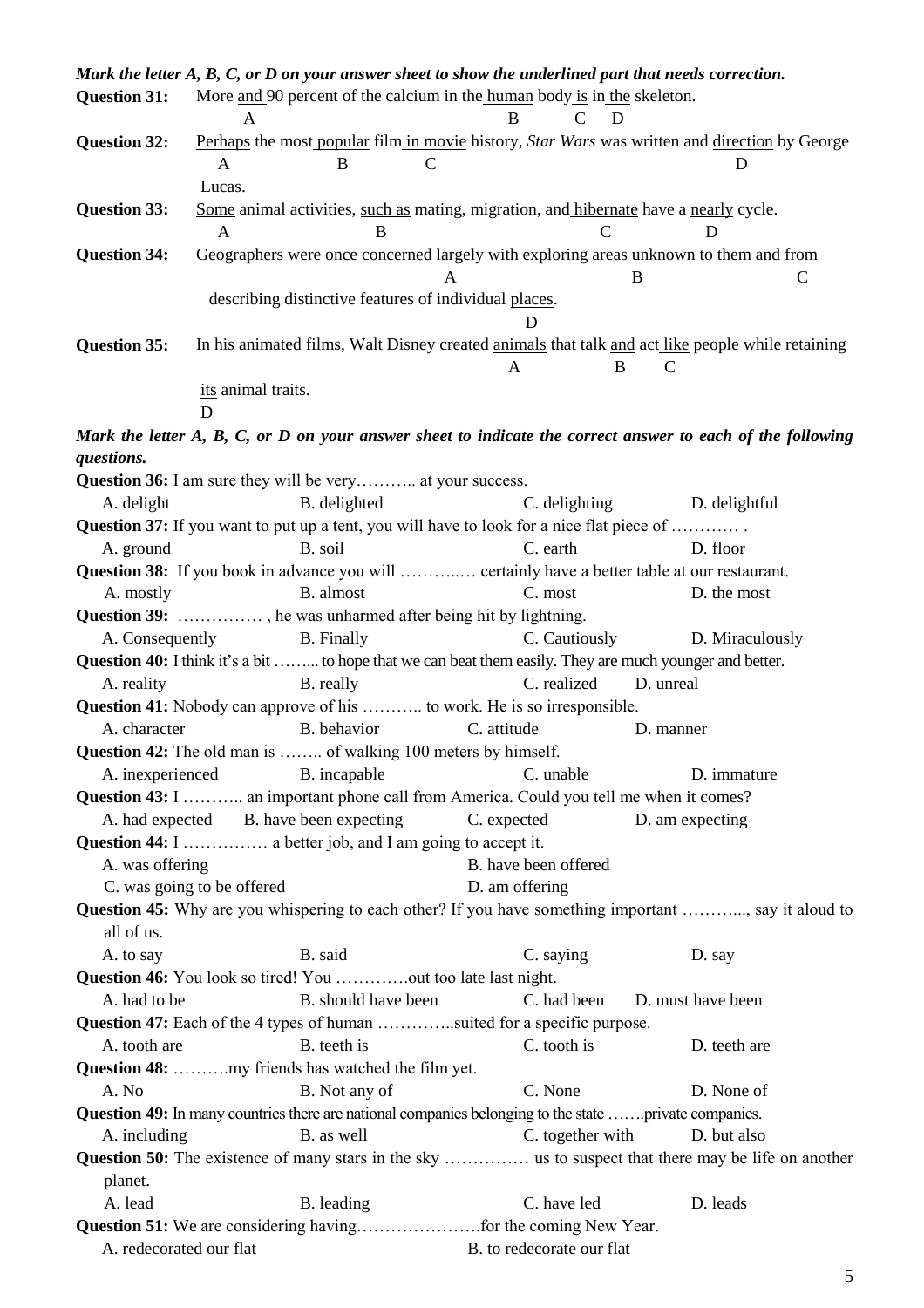***Mark the letter A, B, C, or D on your answer sheet to show the underlined part that needs correction.***

**Question 31:** More <u>and</u> 90 percent of the calcium in the <u>human</u> body <u>is</u> in <u>the</u> skeleton.
A — and; B — human; C — is; D — the

**Question 32:** <u>Perhaps</u> the most <u>popular</u> film <u>in movie</u> history, *Star Wars* was written and <u>direction</u> by George Lucas.
A — Perhaps; B — popular; C — in movie; D — direction

**Question 33:** <u>Some</u> animal activities, <u>such as</u> mating, migration, and <u>hibernate</u> have a <u>nearly</u> cycle.
A — Some; B — such as; C — hibernate; D — nearly

**Question 34:** Geographers were once concerned <u>largely</u> with exploring <u>areas unknown</u> to them and <u>from</u> describing distinctive features of individual <u>places</u>.
A — largely; B — areas unknown; C — from; D — places

**Question 35:** In his animated films, Walt Disney created <u>animals</u> that talk <u>and</u> act <u>like</u> people while retaining <u>its</u> animal traits.
A — animals; B — and; C — like; D — its

***Mark the letter A, B, C, or D on your answer sheet to indicate the correct answer to each of the following questions.***

**Question 36:** I am sure they will be very……….. at your success.
A. delight B. delighted C. delighting D. delightful

**Question 37:** If you want to put up a tent, you will have to look for a nice flat piece of ………… .
A. ground B. soil C. earth D. floor

**Question 38:** If you book in advance you will ………..… certainly have a better table at our restaurant.
A. mostly B. almost C. most D. the most

**Question 39:** …………… , he was unharmed after being hit by lightning.
A. Consequently B. Finally C. Cautiously D. Miraculously

**Question 40:** I think it's a bit ……... to hope that we can beat them easily. They are much younger and better.
A. reality B. really C. realized D. unreal

**Question 41:** Nobody can approve of his ……….. to work. He is so irresponsible.
A. character B. behavior C. attitude D. manner

**Question 42:** The old man is …….. of walking 100 meters by himself.
A. inexperienced B. incapable C. unable D. immature

**Question 43:** I ……….. an important phone call from America. Could you tell me when it comes?
A. had expected B. have been expecting C. expected D. am expecting

**Question 44:** I …………… a better job, and I am going to accept it.
A. was offering B. have been offered
C. was going to be offered D. am offering

**Question 45:** Why are you whispering to each other? If you have something important ………..., say it aloud to all of us.
A. to say B. said C. saying D. say

**Question 46:** You look so tired! You ………….out too late last night.
A. had to be B. should have been C. had been D. must have been

**Question 47:** Each of the 4 types of human …………..suited for a specific purpose.
A. tooth are B. teeth is C. tooth is D. teeth are

**Question 48:** ……….my friends has watched the film yet.
A. No B. Not any of C. None D. None of

**Question 49:** In many countries there are national companies belonging to the state …….private companies.
A. including B. as well C. together with D. but also

**Question 50:** The existence of many stars in the sky …………… us to suspect that there may be life on another planet.
A. lead B. leading C. have led D. leads

**Question 51:** We are considering having………………….for the coming New Year.
A. redecorated our flat B. to redecorate our flat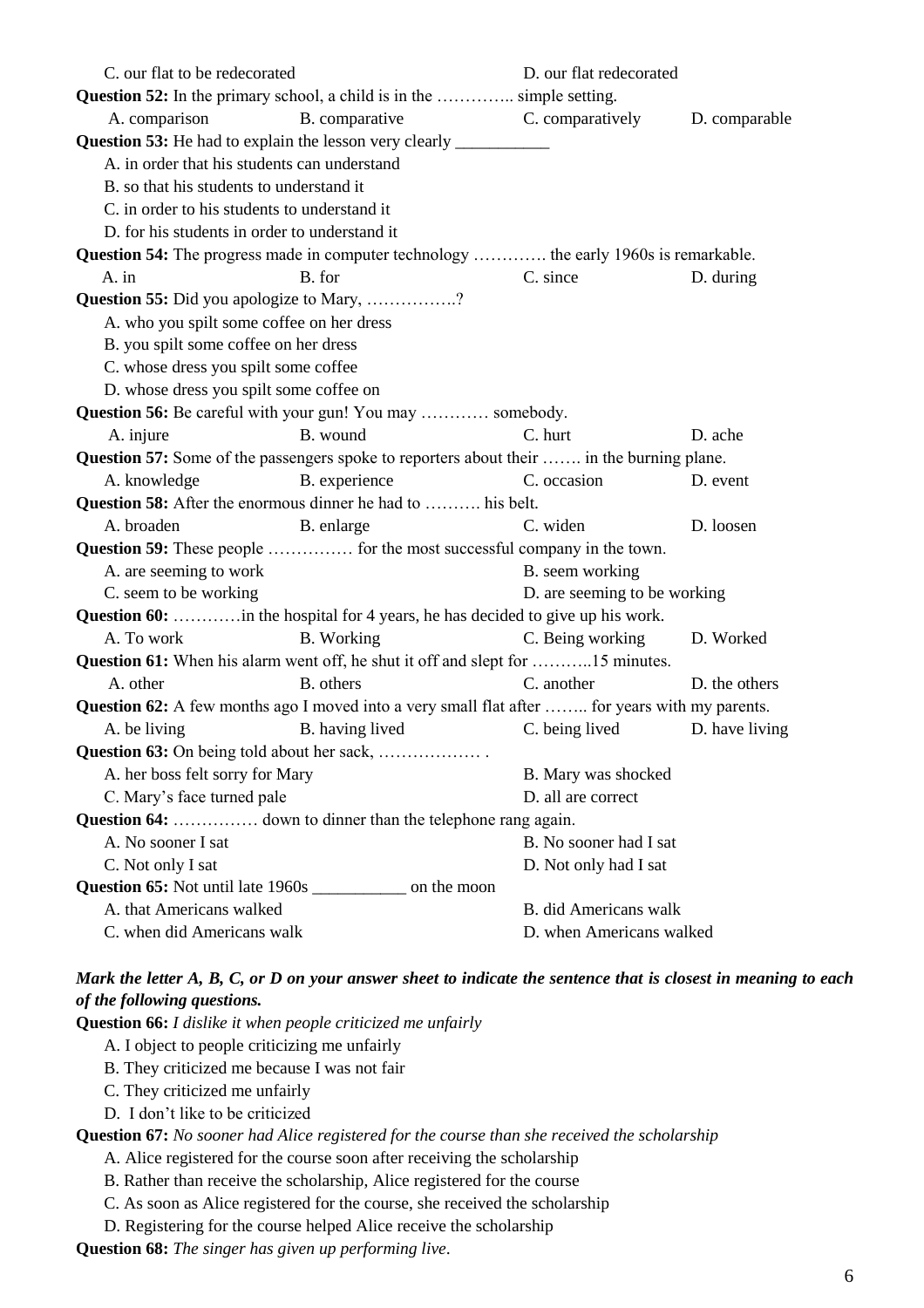C. our flat to be redecorated D. our flat redecorated

**Question 52:** In the primary school, a child is in the ………….. simple setting.

A. comparison B. comparative C. comparatively D. comparable

**Question 53:** He had to explain the lesson very clearly ___________

A. in order that his students can understand

B. so that his students to understand it

C. in order to his students to understand it

D. for his students in order to understand it

**Question 54:** The progress made in computer technology …………. the early 1960s is remarkable.

A. in B. for C. since D. during

**Question 55:** Did you apologize to Mary, …………….?

A. who you spilt some coffee on her dress

B. you spilt some coffee on her dress

C. whose dress you spilt some coffee

D. whose dress you spilt some coffee on

**Question 56:** Be careful with your gun! You may ………… somebody.

A. injure B. wound C. hurt D. ache

**Question 57:** Some of the passengers spoke to reporters about their ……. in the burning plane.

A. knowledge B. experience C. occasion D. event

**Question 58:** After the enormous dinner he had to ………. his belt.

A. broaden B. enlarge C. widen D. loosen

**Question 59:** These people …………… for the most successful company in the town.

A. are seeming to work B. seem working

C. seem to be working D. are seeming to be working

**Question 60:** …………in the hospital for 4 years, he has decided to give up his work.

A. To work B. Working C. Being working D. Worked

**Question 61:** When his alarm went off, he shut it off and slept for ………..15 minutes.

A. other B. others C. another D. the others

**Question 62:** A few months ago I moved into a very small flat after …….. for years with my parents.

A. be living B. having lived C. being lived D. have living

**Question 63:** On being told about her sack, ……………… .

A. her boss felt sorry for Mary B. Mary was shocked

C. Mary's face turned pale D. all are correct

**Question 64:** …………… down to dinner than the telephone rang again.

A. No sooner I sat B. No sooner had I sat

C. Not only I sat D. Not only had I sat

**Question 65:** Not until late 1960s ___________ on the moon

A. that Americans walked B. did Americans walk

C. when did Americans walk D. when Americans walked

***Mark the letter A, B, C, or D on your answer sheet to indicate the sentence that is closest in meaning to each of the following questions.***

**Question 66:** *I dislike it when people criticized me unfairly*

A. I object to people criticizing me unfairly

B. They criticized me because I was not fair

C. They criticized me unfairly

D. I don't like to be criticized

**Question 67:** *No sooner had Alice registered for the course than she received the scholarship*

A. Alice registered for the course soon after receiving the scholarship

B. Rather than receive the scholarship, Alice registered for the course

C. As soon as Alice registered for the course, she received the scholarship

D. Registering for the course helped Alice receive the scholarship

**Question 68:** *The singer has given up performing live.*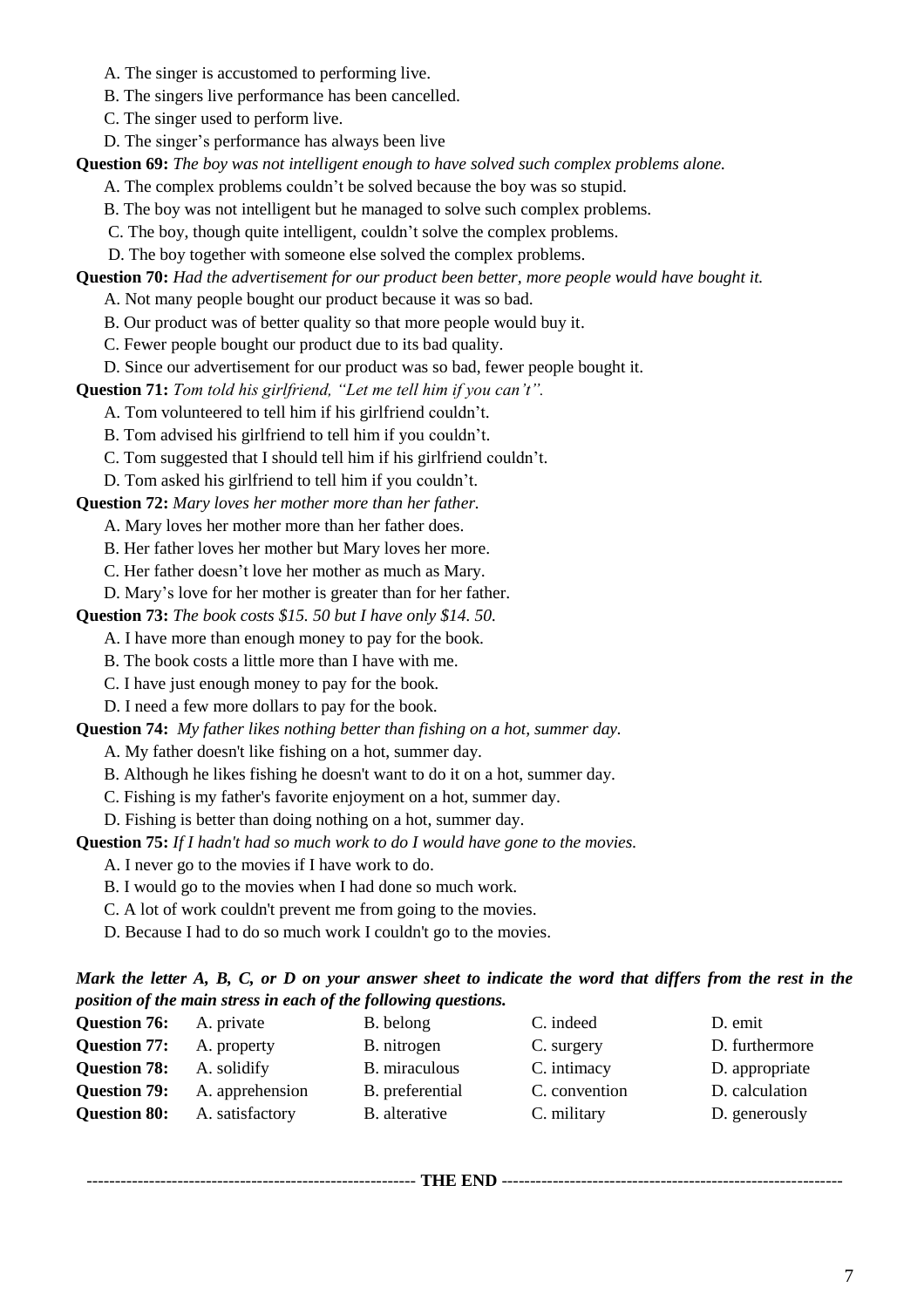A. The singer is accustomed to performing live.

B. The singers live performance has been cancelled.

C. The singer used to perform live.

D. The singer's performance has always been live

**Question 69:** *The boy was not intelligent enough to have solved such complex problems alone.*

A. The complex problems couldn't be solved because the boy was so stupid.

B. The boy was not intelligent but he managed to solve such complex problems.

C. The boy, though quite intelligent, couldn't solve the complex problems.

D. The boy together with someone else solved the complex problems.

**Question 70:** *Had the advertisement for our product been better, more people would have bought it.*

A. Not many people bought our product because it was so bad.

B. Our product was of better quality so that more people would buy it.

C. Fewer people bought our product due to its bad quality.

D. Since our advertisement for our product was so bad, fewer people bought it.

**Question 71:** *Tom told his girlfriend, "Let me tell him if you can't".*

A. Tom volunteered to tell him if his girlfriend couldn't.

B. Tom advised his girlfriend to tell him if you couldn't.

C. Tom suggested that I should tell him if his girlfriend couldn't.

D. Tom asked his girlfriend to tell him if you couldn't.

**Question 72:** *Mary loves her mother more than her father.*

A. Mary loves her mother more than her father does.

B. Her father loves her mother but Mary loves her more.

C. Her father doesn't love her mother as much as Mary.

D. Mary's love for her mother is greater than for her father.

**Question 73:** *The book costs $15. 50 but I have only $14. 50.*

A. I have more than enough money to pay for the book.

B. The book costs a little more than I have with me.

C. I have just enough money to pay for the book.

D. I need a few more dollars to pay for the book.

**Question 74:** *My father likes nothing better than fishing on a hot, summer day.*

A. My father doesn't like fishing on a hot, summer day.

B. Although he likes fishing he doesn't want to do it on a hot, summer day.

C. Fishing is my father's favorite enjoyment on a hot, summer day.

D. Fishing is better than doing nothing on a hot, summer day.

**Question 75:** *If I hadn't had so much work to do I would have gone to the movies.*

A. I never go to the movies if I have work to do.

B. I would go to the movies when I had done so much work.

C. A lot of work couldn't prevent me from going to the movies.

D. Because I had to do so much work I couldn't go to the movies.

***Mark the letter A, B, C, or D on your answer sheet to indicate the word that differs from the rest in the position of the main stress in each of the following questions.***

| | | | | |
|---|---|---|---|---|
| **Question 76:** | A. private | B. belong | C. indeed | D. emit |
| **Question 77:** | A. property | B. nitrogen | C. surgery | D. furthermore |
| **Question 78:** | A. solidify | B. miraculous | C. intimacy | D. appropriate |
| **Question 79:** | A. apprehension | B. preferential | C. convention | D. calculation |
| **Question 80:** | A. satisfactory | B. alterative | C. military | D. generously |

---------------------------------------------------------- **THE END** ----------------------------------------------------------